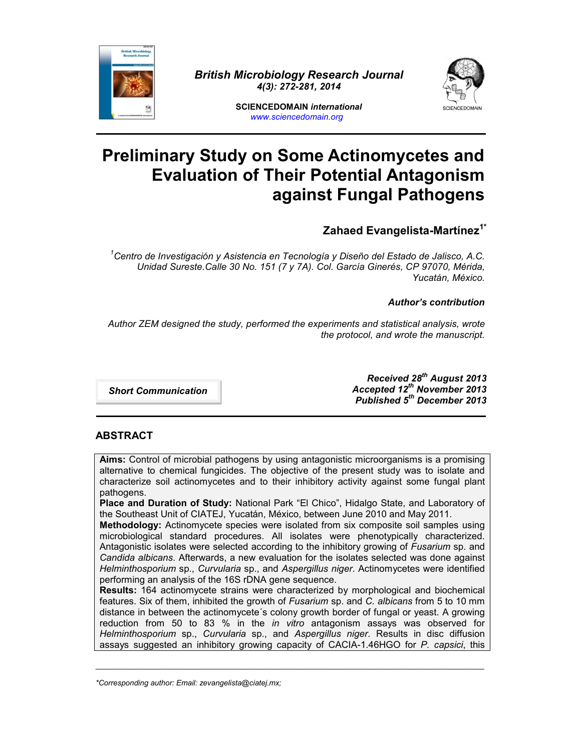British Microbiology Research Journal
4(3): 272-281, 2014

SCIENCEDOMAIN *international*
www.sciencedomain.org

# Preliminary Study on Some Actinomycetes and Evaluation of Their Potential Antagonism against Fungal Pathogens

**Zahaed Evangelista-Martínez[1*]**

*[1]Centro de Investigación y Asistencia en Tecnología y Diseño del Estado de Jalisco, A.C. Unidad Sureste.Calle 30 No. 151 (7 y 7A). Col. García Ginerés, CP 97070, Mérida, Yucatán, México.*

***Author's contribution***

*Author ZEM designed the study, performed the experiments and statistical analysis, wrote the protocol, and wrote the manuscript.*

***Short Communication***

***Received 28th August 2013***
***Accepted 12th November 2013***
***Published 5th December 2013***

## ABSTRACT

**Aims:** Control of microbial pathogens by using antagonistic microorganisms is a promising alternative to chemical fungicides. The objective of the present study was to isolate and characterize soil actinomycetes and to their inhibitory activity against some fungal plant pathogens.

**Place and Duration of Study:** National Park "El Chico", Hidalgo State, and Laboratory of the Southeast Unit of CIATEJ, Yucatán, México, between June 2010 and May 2011.

**Methodology:** Actinomycete species were isolated from six composite soil samples using microbiological standard procedures. All isolates were phenotypically characterized. Antagonistic isolates were selected according to the inhibitory growing of *Fusarium* sp. and *Candida albicans*. Afterwards, a new evaluation for the isolates selected was done against *Helminthosporium* sp., *Curvularia* sp., and *Aspergillus niger*. Actinomycetes were identified performing an analysis of the 16S rDNA gene sequence.

**Results:** 164 actinomycete strains were characterized by morphological and biochemical features. Six of them, inhibited the growth of *Fusarium* sp. and *C. albicans* from 5 to 10 mm distance in between the actinomycete´s colony growth border of fungal or yeast. A growing reduction from 50 to 83 % in the *in vitro* antagonism assays was observed for *Helminthosporium* sp., *Curvularia* sp., and *Aspergillus niger*. Results in disc diffusion assays suggested an inhibitory growing capacity of CACIA-1.46HGO for *P. capsici*, this

*\*Corresponding author: Email: zevangelista@ciatej.mx;*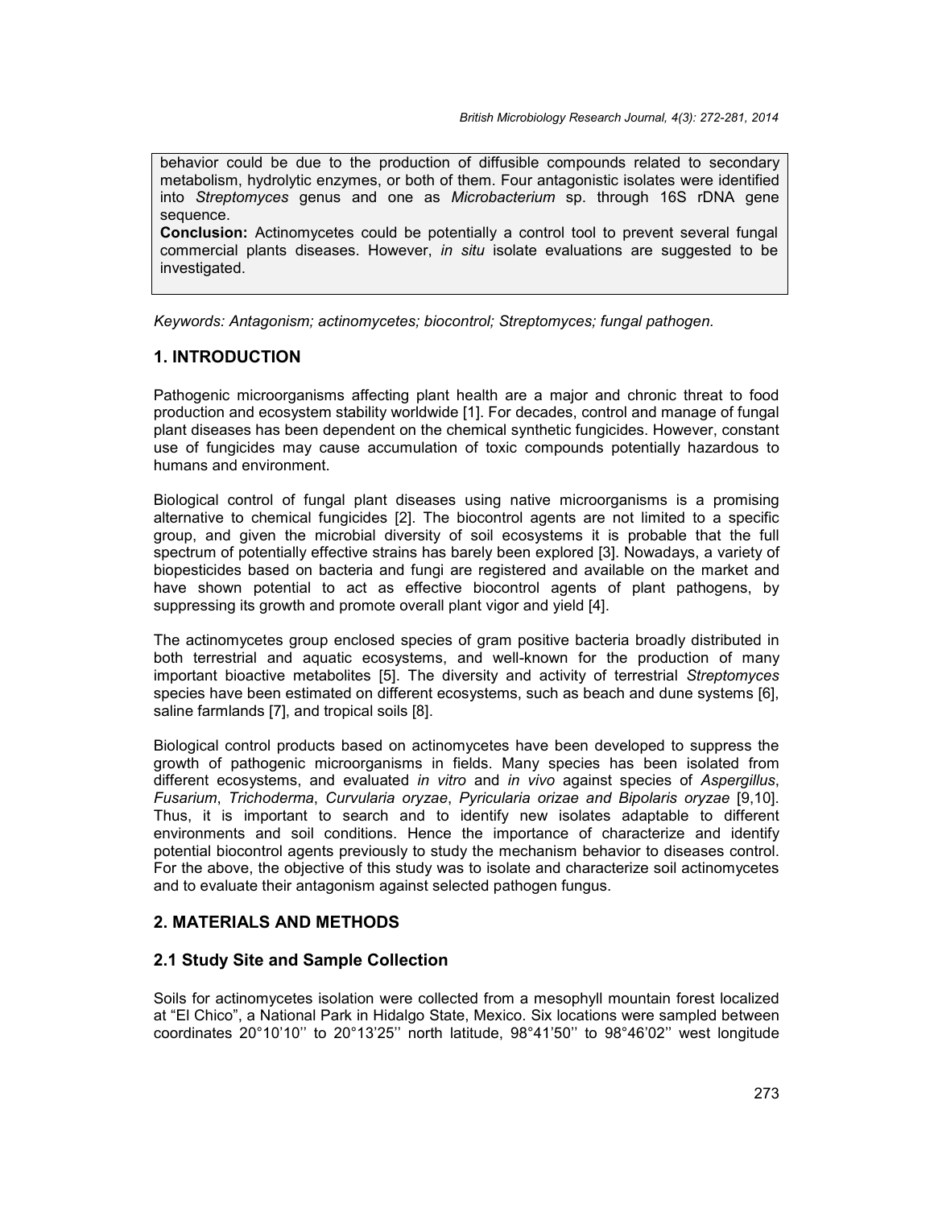behavior could be due to the production of diffusible compounds related to secondary metabolism, hydrolytic enzymes, or both of them. Four antagonistic isolates were identified into *Streptomyces* genus and one as *Microbacterium* sp. through 16S rDNA gene sequence.

**Conclusion:** Actinomycetes could be potentially a control tool to prevent several fungal commercial plants diseases. However, *in situ* isolate evaluations are suggested to be investigated.

*Keywords: Antagonism; actinomycetes; biocontrol; Streptomyces; fungal pathogen.*

## 1. INTRODUCTION

Pathogenic microorganisms affecting plant health are a major and chronic threat to food production and ecosystem stability worldwide [1]. For decades, control and manage of fungal plant diseases has been dependent on the chemical synthetic fungicides. However, constant use of fungicides may cause accumulation of toxic compounds potentially hazardous to humans and environment.

Biological control of fungal plant diseases using native microorganisms is a promising alternative to chemical fungicides [2]. The biocontrol agents are not limited to a specific group, and given the microbial diversity of soil ecosystems it is probable that the full spectrum of potentially effective strains has barely been explored [3]. Nowadays, a variety of biopesticides based on bacteria and fungi are registered and available on the market and have shown potential to act as effective biocontrol agents of plant pathogens, by suppressing its growth and promote overall plant vigor and yield [4].

The actinomycetes group enclosed species of gram positive bacteria broadly distributed in both terrestrial and aquatic ecosystems, and well-known for the production of many important bioactive metabolites [5]. The diversity and activity of terrestrial *Streptomyces* species have been estimated on different ecosystems, such as beach and dune systems [6], saline farmlands [7], and tropical soils [8].

Biological control products based on actinomycetes have been developed to suppress the growth of pathogenic microorganisms in fields. Many species has been isolated from different ecosystems, and evaluated *in vitro* and *in vivo* against species of *Aspergillus*, *Fusarium*, *Trichoderma*, *Curvularia oryzae*, *Pyricularia orizae and Bipolaris oryzae* [9,10]. Thus, it is important to search and to identify new isolates adaptable to different environments and soil conditions. Hence the importance of characterize and identify potential biocontrol agents previously to study the mechanism behavior to diseases control. For the above, the objective of this study was to isolate and characterize soil actinomycetes and to evaluate their antagonism against selected pathogen fungus.

## 2. MATERIALS AND METHODS

### 2.1 Study Site and Sample Collection

Soils for actinomycetes isolation were collected from a mesophyll mountain forest localized at "El Chico", a National Park in Hidalgo State, Mexico. Six locations were sampled between coordinates 20°10'10'' to 20°13'25'' north latitude, 98°41'50'' to 98°46'02'' west longitude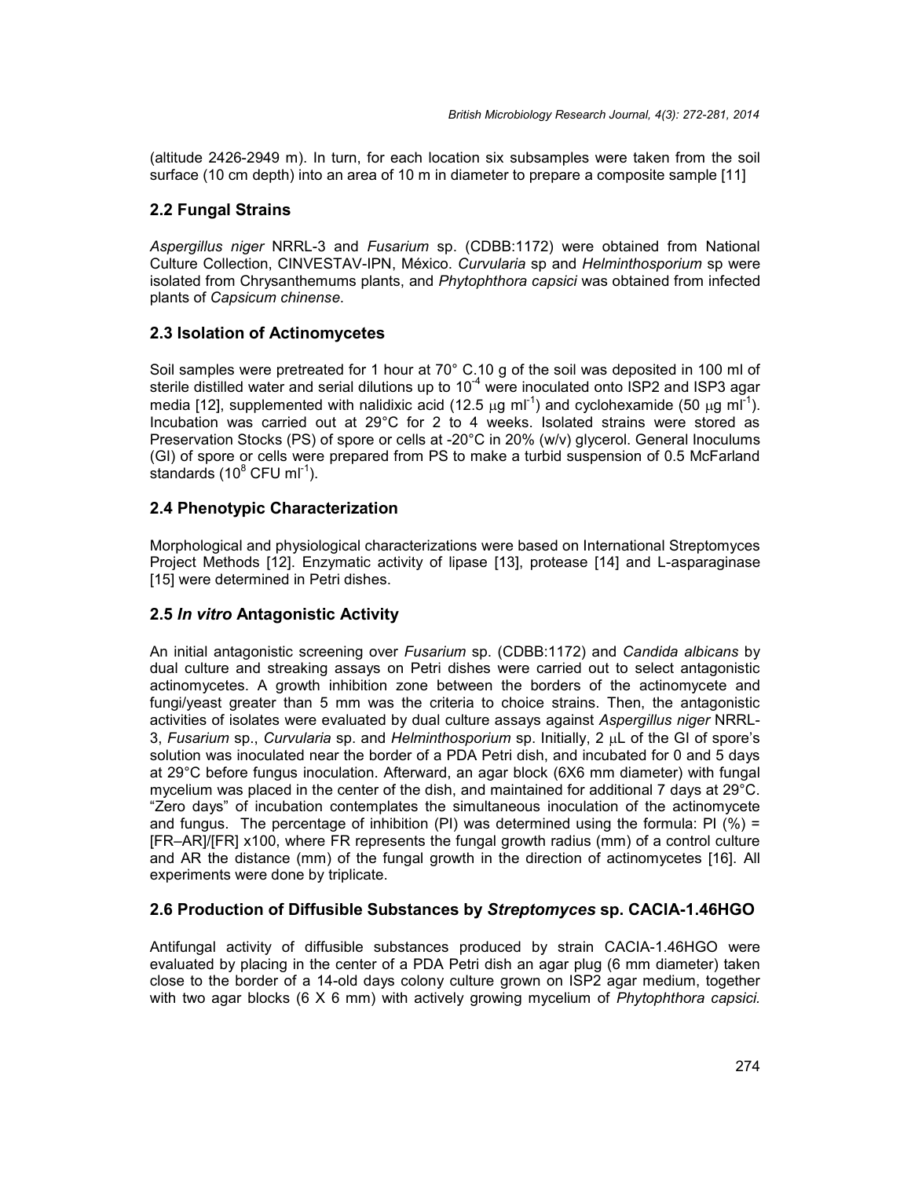(altitude 2426-2949 m). In turn, for each location six subsamples were taken from the soil surface (10 cm depth) into an area of 10 m in diameter to prepare a composite sample [11]

## 2.2 Fungal Strains

*Aspergillus niger* NRRL-3 and *Fusarium* sp. (CDBB:1172) were obtained from National Culture Collection, CINVESTAV-IPN, México. *Curvularia* sp and *Helminthosporium* sp were isolated from Chrysanthemums plants, and *Phytophthora capsici* was obtained from infected plants of *Capsicum chinense*.

## 2.3 Isolation of Actinomycetes

Soil samples were pretreated for 1 hour at 70° C.10 g of the soil was deposited in 100 ml of sterile distilled water and serial dilutions up to $10^{-4}$ were inoculated onto ISP2 and ISP3 agar media [12], supplemented with nalidixic acid (12.5 $\mu$g ml$^{-1}$) and cyclohexamide (50 $\mu$g ml$^{-1}$). Incubation was carried out at 29°C for 2 to 4 weeks. Isolated strains were stored as Preservation Stocks (PS) of spore or cells at -20°C in 20% (w/v) glycerol. General Inoculums (GI) of spore or cells were prepared from PS to make a turbid suspension of 0.5 McFarland standards ($10^{8}$ CFU ml$^{-1}$).

## 2.4 Phenotypic Characterization

Morphological and physiological characterizations were based on International Streptomyces Project Methods [12]. Enzymatic activity of lipase [13], protease [14] and L-asparaginase [15] were determined in Petri dishes.

## 2.5 *In vitro* Antagonistic Activity

An initial antagonistic screening over *Fusarium* sp. (CDBB:1172) and *Candida albicans* by dual culture and streaking assays on Petri dishes were carried out to select antagonistic actinomycetes. A growth inhibition zone between the borders of the actinomycete and fungi/yeast greater than 5 mm was the criteria to choice strains. Then, the antagonistic activities of isolates were evaluated by dual culture assays against *Aspergillus niger* NRRL-3, *Fusarium* sp., *Curvularia* sp. and *Helminthosporium* sp. Initially, 2 $\mu$L of the GI of spore's solution was inoculated near the border of a PDA Petri dish, and incubated for 0 and 5 days at 29°C before fungus inoculation. Afterward, an agar block (6X6 mm diameter) with fungal mycelium was placed in the center of the dish, and maintained for additional 7 days at 29°C. "Zero days" of incubation contemplates the simultaneous inoculation of the actinomycete and fungus. The percentage of inhibition (PI) was determined using the formula: PI (%) = [FR–AR]/[FR] x100, where FR represents the fungal growth radius (mm) of a control culture and AR the distance (mm) of the fungal growth in the direction of actinomycetes [16]. All experiments were done by triplicate.

## 2.6 Production of Diffusible Substances by *Streptomyces* sp. CACIA-1.46HGO

Antifungal activity of diffusible substances produced by strain CACIA-1.46HGO were evaluated by placing in the center of a PDA Petri dish an agar plug (6 mm diameter) taken close to the border of a 14-old days colony culture grown on ISP2 agar medium, together with two agar blocks (6 X 6 mm) with actively growing mycelium of *Phytophthora capsici.*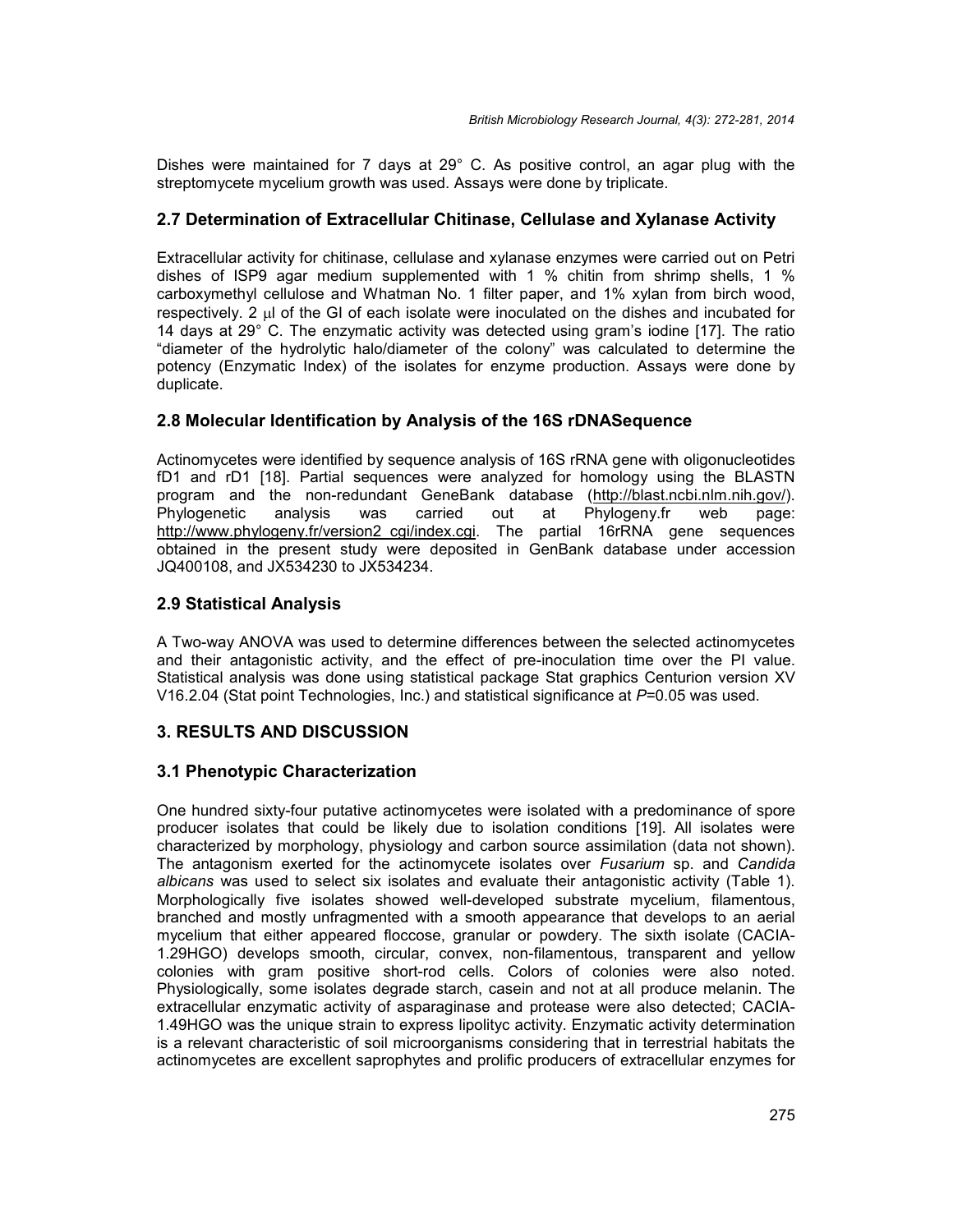Dishes were maintained for 7 days at 29° C. As positive control, an agar plug with the streptomycete mycelium growth was used. Assays were done by triplicate.

### 2.7 Determination of Extracellular Chitinase, Cellulase and Xylanase Activity

Extracellular activity for chitinase, cellulase and xylanase enzymes were carried out on Petri dishes of ISP9 agar medium supplemented with 1 % chitin from shrimp shells, 1 % carboxymethyl cellulose and Whatman No. 1 filter paper, and 1% xylan from birch wood, respectively. 2 μl of the GI of each isolate were inoculated on the dishes and incubated for 14 days at 29° C. The enzymatic activity was detected using gram's iodine [17]. The ratio "diameter of the hydrolytic halo/diameter of the colony" was calculated to determine the potency (Enzymatic Index) of the isolates for enzyme production. Assays were done by duplicate.

### 2.8 Molecular Identification by Analysis of the 16S rDNASequence

Actinomycetes were identified by sequence analysis of 16S rRNA gene with oligonucleotides fD1 and rD1 [18]. Partial sequences were analyzed for homology using the BLASTN program and the non-redundant GeneBank database (http://blast.ncbi.nlm.nih.gov/). Phylogenetic analysis was carried out at Phylogeny.fr web page: http://www.phylogeny.fr/version2_cgi/index.cgi. The partial 16rRNA gene sequences obtained in the present study were deposited in GenBank database under accession JQ400108, and JX534230 to JX534234.

### 2.9 Statistical Analysis

A Two-way ANOVA was used to determine differences between the selected actinomycetes and their antagonistic activity, and the effect of pre-inoculation time over the PI value. Statistical analysis was done using statistical package Stat graphics Centurion version XV V16.2.04 (Stat point Technologies, Inc.) and statistical significance at $P$=0.05 was used.

## 3. RESULTS AND DISCUSSION

### 3.1 Phenotypic Characterization

One hundred sixty-four putative actinomycetes were isolated with a predominance of spore producer isolates that could be likely due to isolation conditions [19]. All isolates were characterized by morphology, physiology and carbon source assimilation (data not shown). The antagonism exerted for the actinomycete isolates over *Fusarium* sp. and *Candida albicans* was used to select six isolates and evaluate their antagonistic activity (Table 1). Morphologically five isolates showed well-developed substrate mycelium, filamentous, branched and mostly unfragmented with a smooth appearance that develops to an aerial mycelium that either appeared floccose, granular or powdery. The sixth isolate (CACIA-1.29HGO) develops smooth, circular, convex, non-filamentous, transparent and yellow colonies with gram positive short-rod cells. Colors of colonies were also noted. Physiologically, some isolates degrade starch, casein and not at all produce melanin. The extracellular enzymatic activity of asparaginase and protease were also detected; CACIA-1.49HGO was the unique strain to express lipolityc activity. Enzymatic activity determination is a relevant characteristic of soil microorganisms considering that in terrestrial habitats the actinomycetes are excellent saprophytes and prolific producers of extracellular enzymes for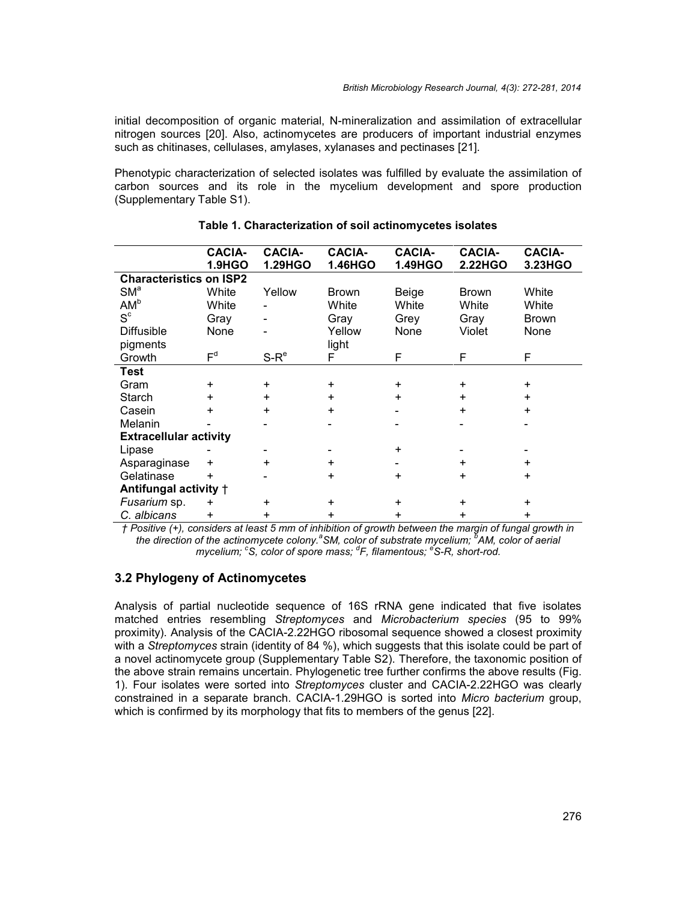initial decomposition of organic material, N-mineralization and assimilation of extracellular nitrogen sources [20]. Also, actinomycetes are producers of important industrial enzymes such as chitinases, cellulases, amylases, xylanases and pectinases [21].

Phenotypic characterization of selected isolates was fulfilled by evaluate the assimilation of carbon sources and its role in the mycelium development and spore production (Supplementary Table S1).

**Table 1. Characterization of soil actinomycetes isolates**

| | CACIA-1.9HGO | CACIA-1.29HGO | CACIA-1.46HGO | CACIA-1.49HGO | CACIA-2.22HGO | CACIA-3.23HGO |
|---|---|---|---|---|---|---|
| **Characteristics on ISP2** | | | | | | |
| SM[a] | White | Yellow | Brown | Beige | Brown | White |
| AM[b] | White | - | White | White | White | White |
| S[c] | Gray | - | Gray | Grey | Gray | Brown |
| Diffusible pigments | None | - | Yellow light | None | Violet | None |
| Growth | F[d] | S-R[e] | F | F | F | F |
| **Test** | | | | | | |
| Gram | + | + | + | + | + | + |
| Starch | + | + | + | + | + | + |
| Casein | + | + | + | - | + | + |
| Melanin | - | - | - | - | - | - |
| **Extracellular activity** | | | | | | |
| Lipase | - | - | - | + | - | - |
| Asparaginase | + | + | + | - | + | + |
| Gelatinase | + | - | + | + | + | + |
| **Antifungal activity †** | | | | | | |
| *Fusarium* sp. | + | + | + | + | + | + |
| *C. albicans* | + | + | + | + | + | + |

*† Positive (+), considers at least 5 mm of inhibition of growth between the margin of fungal growth in the direction of the actinomycete colony.[a]SM, color of substrate mycelium; [b]AM, color of aerial mycelium; [c]S, color of spore mass; [d]F, filamentous; [e]S-R, short-rod.*

## 3.2 Phylogeny of Actinomycetes

Analysis of partial nucleotide sequence of 16S rRNA gene indicated that five isolates matched entries resembling *Streptomyces* and *Microbacterium species* (95 to 99% proximity). Analysis of the CACIA-2.22HGO ribosomal sequence showed a closest proximity with a *Streptomyces* strain (identity of 84 %), which suggests that this isolate could be part of a novel actinomycete group (Supplementary Table S2). Therefore, the taxonomic position of the above strain remains uncertain. Phylogenetic tree further confirms the above results (Fig. 1). Four isolates were sorted into *Streptomyces* cluster and CACIA-2.22HGO was clearly constrained in a separate branch. CACIA-1.29HGO is sorted into *Micro bacterium* group, which is confirmed by its morphology that fits to members of the genus [22].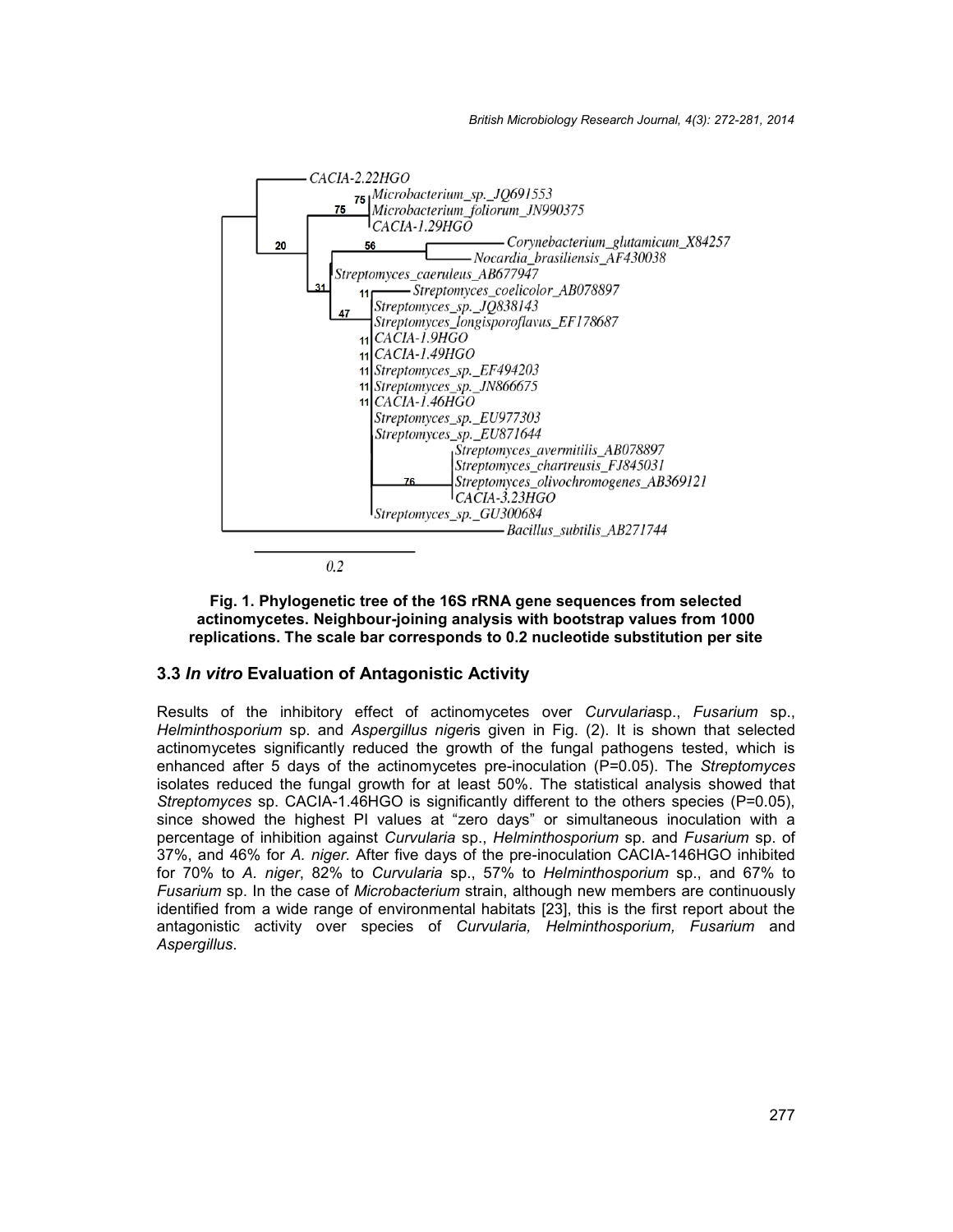**Fig. 1. Phylogenetic tree of the 16S rRNA gene sequences from selected actinomycetes. Neighbour-joining analysis with bootstrap values from 1000 replications. The scale bar corresponds to 0.2 nucleotide substitution per site**

### 3.3 *In vitro* Evaluation of Antagonistic Activity

Results of the inhibitory effect of actinomycetes over *Curvularia*sp., *Fusarium* sp., *Helminthosporium* sp. and *Aspergillus niger*is given in Fig. (2). It is shown that selected actinomycetes significantly reduced the growth of the fungal pathogens tested, which is enhanced after 5 days of the actinomycetes pre-inoculation (P=0.05). The *Streptomyces* isolates reduced the fungal growth for at least 50%. The statistical analysis showed that *Streptomyces* sp. CACIA-1.46HGO is significantly different to the others species (P=0.05), since showed the highest PI values at "zero days" or simultaneous inoculation with a percentage of inhibition against *Curvularia* sp., *Helminthosporium* sp. and *Fusarium* sp. of 37%, and 46% for *A. niger.* After five days of the pre-inoculation CACIA-146HGO inhibited for 70% to *A. niger*, 82% to *Curvularia* sp., 57% to *Helminthosporium* sp., and 67% to *Fusarium* sp. In the case of *Microbacterium* strain, although new members are continuously identified from a wide range of environmental habitats [23], this is the first report about the antagonistic activity over species of *Curvularia, Helminthosporium, Fusarium* and *Aspergillus*.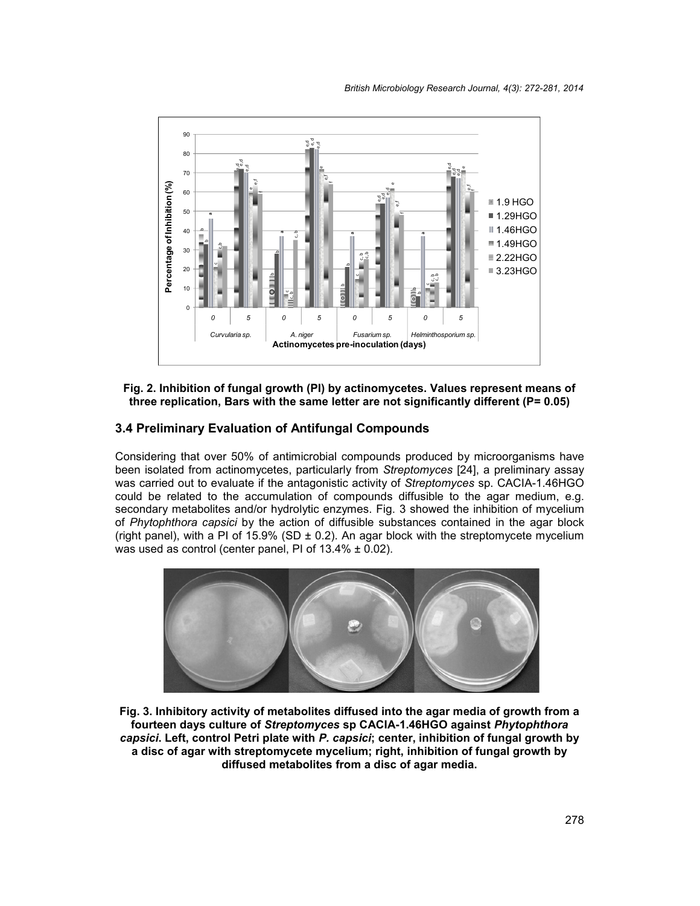Fig. 2. Inhibition of fungal growth (PI) by actinomycetes. Values represent means of three replication, Bars with the same letter are not significantly different (P= 0.05)

### 3.4 Preliminary Evaluation of Antifungal Compounds

Considering that over 50% of antimicrobial compounds produced by microorganisms have been isolated from actinomycetes, particularly from *Streptomyces* [24], a preliminary assay was carried out to evaluate if the antagonistic activity of *Streptomyces* sp. CACIA-1.46HGO could be related to the accumulation of compounds diffusible to the agar medium, e.g. secondary metabolites and/or hydrolytic enzymes. Fig. 3 showed the inhibition of mycelium of *Phytophthora capsici* by the action of diffusible substances contained in the agar block (right panel), with a PI of 15.9% (SD ± 0.2). An agar block with the streptomycete mycelium was used as control (center panel, PI of 13.4% ± 0.02).

Fig. 3. Inhibitory activity of metabolites diffused into the agar media of growth from a fourteen days culture of *Streptomyces* sp CACIA-1.46HGO against *Phytophthora capsici*. Left, control Petri plate with *P. capsici*; center, inhibition of fungal growth by a disc of agar with streptomycete mycelium; right, inhibition of fungal growth by diffused metabolites from a disc of agar media.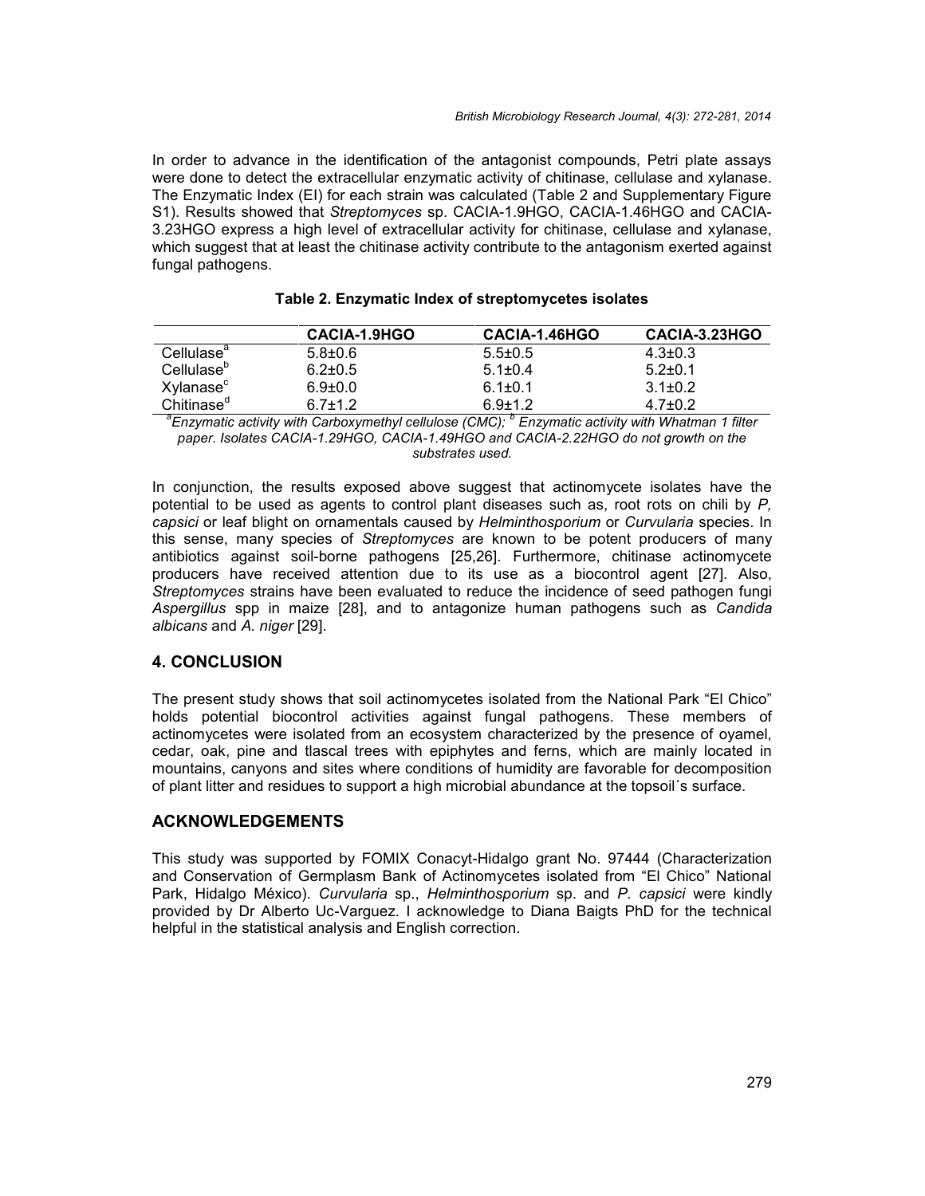In order to advance in the identification of the antagonist compounds, Petri plate assays were done to detect the extracellular enzymatic activity of chitinase, cellulase and xylanase. The Enzymatic Index (EI) for each strain was calculated (Table 2 and Supplementary Figure S1). Results showed that *Streptomyces* sp. CACIA-1.9HGO, CACIA-1.46HGO and CACIA-3.23HGO express a high level of extracellular activity for chitinase, cellulase and xylanase, which suggest that at least the chitinase activity contribute to the antagonism exerted against fungal pathogens.

**Table 2. Enzymatic Index of streptomycetes isolates**

| | CACIA-1.9HGO | CACIA-1.46HGO | CACIA-3.23HGO |
|---|---|---|---|
| Cellulase[a] | 5.8±0.6 | 5.5±0.5 | 4.3±0.3 |
| Cellulase[b] | 6.2±0.5 | 5.1±0.4 | 5.2±0.1 |
| Xylanase[c] | 6.9±0.0 | 6.1±0.1 | 3.1±0.2 |
| Chitinase[d] | 6.7±1.2 | 6.9±1.2 | 4.7±0.2 |

*[a]Enzymatic activity with Carboxymethyl cellulose (CMC); [b] Enzymatic activity with Whatman 1 filter paper. Isolates CACIA-1.29HGO, CACIA-1.49HGO and CACIA-2.22HGO do not growth on the substrates used.*

In conjunction, the results exposed above suggest that actinomycete isolates have the potential to be used as agents to control plant diseases such as, root rots on chili by *P, capsici* or leaf blight on ornamentals caused by *Helminthosporium* or *Curvularia* species. In this sense, many species of *Streptomyces* are known to be potent producers of many antibiotics against soil-borne pathogens [25,26]. Furthermore, chitinase actinomycete producers have received attention due to its use as a biocontrol agent [27]. Also, *Streptomyces* strains have been evaluated to reduce the incidence of seed pathogen fungi *Aspergillus* spp in maize [28], and to antagonize human pathogens such as *Candida albicans* and *A. niger* [29].

## 4. CONCLUSION

The present study shows that soil actinomycetes isolated from the National Park "El Chico" holds potential biocontrol activities against fungal pathogens. These members of actinomycetes were isolated from an ecosystem characterized by the presence of oyamel, cedar, oak, pine and tlascal trees with epiphytes and ferns, which are mainly located in mountains, canyons and sites where conditions of humidity are favorable for decomposition of plant litter and residues to support a high microbial abundance at the topsoil´s surface.

## ACKNOWLEDGEMENTS

This study was supported by FOMIX Conacyt-Hidalgo grant No. 97444 (Characterization and Conservation of Germplasm Bank of Actinomycetes isolated from "El Chico" National Park, Hidalgo México). *Curvularia* sp., *Helminthosporium* sp. and *P. capsici* were kindly provided by Dr Alberto Uc-Varguez. I acknowledge to Diana Baigts PhD for the technical helpful in the statistical analysis and English correction.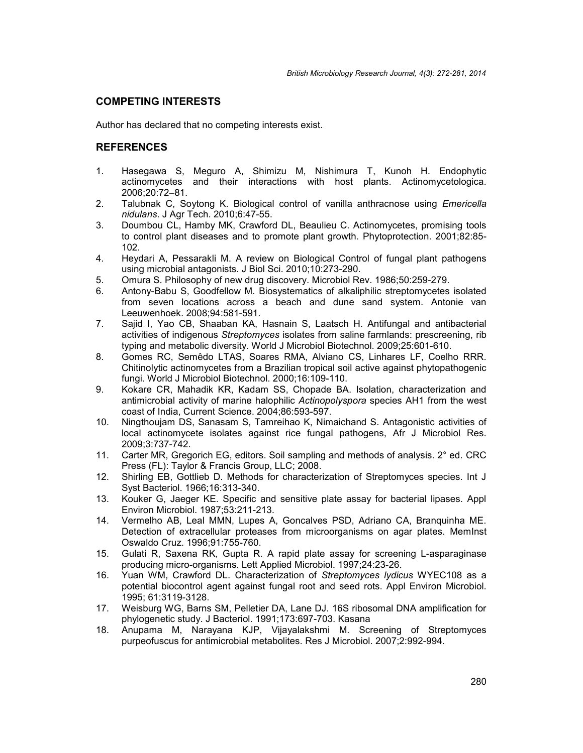## COMPETING INTERESTS

Author has declared that no competing interests exist.

## REFERENCES

1. Hasegawa S, Meguro A, Shimizu M, Nishimura T, Kunoh H. Endophytic actinomycetes and their interactions with host plants. Actinomycetologica. 2006;20:72–81.
2. Talubnak C, Soytong K. Biological control of vanilla anthracnose using *Emericella nidulans*. J Agr Tech. 2010;6:47-55.
3. Doumbou CL, Hamby MK, Crawford DL, Beaulieu C. Actinomycetes, promising tools to control plant diseases and to promote plant growth. Phytoprotection. 2001;82:85-102.
4. Heydari A, Pessarakli M. A review on Biological Control of fungal plant pathogens using microbial antagonists. J Biol Sci. 2010;10:273-290.
5. Omura S. Philosophy of new drug discovery. Microbiol Rev. 1986;50:259-279.
6. Antony-Babu S, Goodfellow M. Biosystematics of alkaliphilic streptomycetes isolated from seven locations across a beach and dune sand system. Antonie van Leeuwenhoek. 2008;94:581-591.
7. Sajid I, Yao CB, Shaaban KA, Hasnain S, Laatsch H. Antifungal and antibacterial activities of indigenous *Streptomyces* isolates from saline farmlands: prescreening, rib typing and metabolic diversity. World J Microbiol Biotechnol. 2009;25:601-610.
8. Gomes RC, Semêdo LTAS, Soares RMA, Alviano CS, Linhares LF, Coelho RRR. Chitinolytic actinomycetes from a Brazilian tropical soil active against phytopathogenic fungi. World J Microbiol Biotechnol. 2000;16:109-110.
9. Kokare CR, Mahadik KR, Kadam SS, Chopade BA. Isolation, characterization and antimicrobial activity of marine halophilic *Actinopolyspora* species AH1 from the west coast of India, Current Science. 2004;86:593-597.
10. Ningthoujam DS, Sanasam S, Tamreihao K, Nimaichand S. Antagonistic activities of local actinomycete isolates against rice fungal pathogens, Afr J Microbiol Res. 2009;3:737-742.
11. Carter MR, Gregorich EG, editors. Soil sampling and methods of analysis. 2° ed. CRC Press (FL): Taylor & Francis Group, LLC; 2008.
12. Shirling EB, Gottlieb D. Methods for characterization of Streptomyces species. Int J Syst Bacteriol. 1966;16:313-340.
13. Kouker G, Jaeger KE. Specific and sensitive plate assay for bacterial lipases. Appl Environ Microbiol. 1987;53:211-213.
14. Vermelho AB, Leal MMN, Lupes A, Goncalves PSD, Adriano CA, Branquinha ME. Detection of extracellular proteases from microorganisms on agar plates. MemInst Oswaldo Cruz. 1996;91:755-760.
15. Gulati R, Saxena RK, Gupta R. A rapid plate assay for screening L-asparaginase producing micro-organisms. Lett Applied Microbiol. 1997;24:23-26.
16. Yuan WM, Crawford DL. Characterization of *Streptomyces lydicus* WYEC108 as a potential biocontrol agent against fungal root and seed rots. Appl Environ Microbiol. 1995; 61:3119-3128.
17. Weisburg WG, Barns SM, Pelletier DA, Lane DJ. 16S ribosomal DNA amplification for phylogenetic study. J Bacteriol. 1991;173:697-703. Kasana
18. Anupama M, Narayana KJP, Vijayalakshmi M. Screening of Streptomyces purpeofuscus for antimicrobial metabolites. Res J Microbiol. 2007;2:992-994.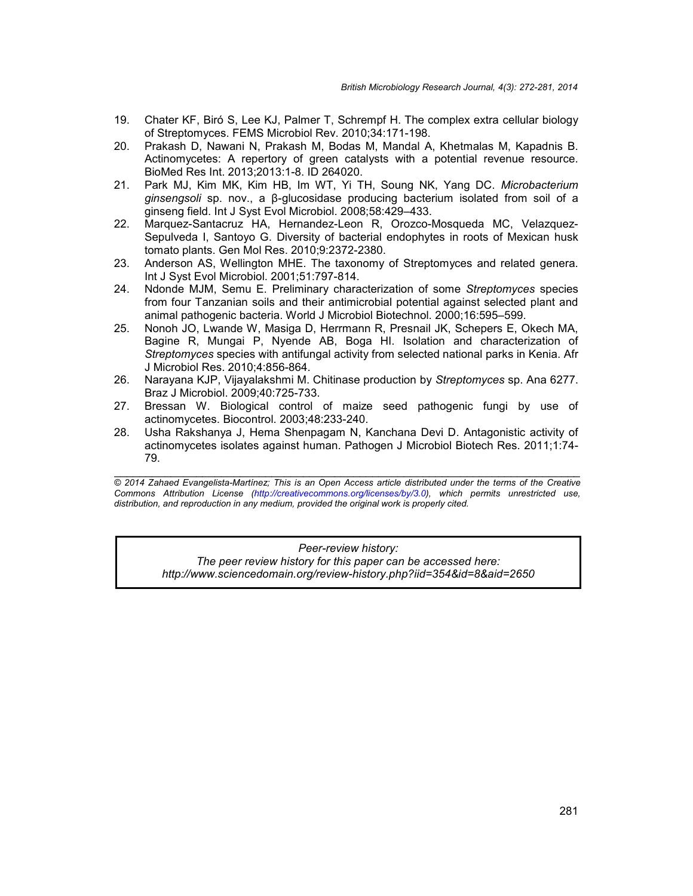19. Chater KF, Biró S, Lee KJ, Palmer T, Schrempf H. The complex extra cellular biology of Streptomyces. FEMS Microbiol Rev. 2010;34:171-198.
20. Prakash D, Nawani N, Prakash M, Bodas M, Mandal A, Khetmalas M, Kapadnis B. Actinomycetes: A repertory of green catalysts with a potential revenue resource. BioMed Res Int. 2013;2013:1-8. ID 264020.
21. Park MJ, Kim MK, Kim HB, Im WT, Yi TH, Soung NK, Yang DC. *Microbacterium ginsengsoli* sp. nov., a β-glucosidase producing bacterium isolated from soil of a ginseng field. Int J Syst Evol Microbiol. 2008;58:429–433.
22. Marquez-Santacruz HA, Hernandez-Leon R, Orozco-Mosqueda MC, Velazquez-Sepulveda I, Santoyo G. Diversity of bacterial endophytes in roots of Mexican husk tomato plants. Gen Mol Res. 2010;9:2372-2380.
23. Anderson AS, Wellington MHE. The taxonomy of Streptomyces and related genera. Int J Syst Evol Microbiol. 2001;51:797-814.
24. Ndonde MJM, Semu E. Preliminary characterization of some *Streptomyces* species from four Tanzanian soils and their antimicrobial potential against selected plant and animal pathogenic bacteria. World J Microbiol Biotechnol. 2000;16:595–599.
25. Nonoh JO, Lwande W, Masiga D, Herrmann R, Presnail JK, Schepers E, Okech MA, Bagine R, Mungai P, Nyende AB, Boga HI. Isolation and characterization of *Streptomyces* species with antifungal activity from selected national parks in Kenia. Afr J Microbiol Res. 2010;4:856-864.
26. Narayana KJP, Vijayalakshmi M. Chitinase production by *Streptomyces* sp. Ana 6277. Braz J Microbiol. 2009;40:725-733.
27. Bressan W. Biological control of maize seed pathogenic fungi by use of actinomycetes. Biocontrol. 2003;48:233-240.
28. Usha Rakshanya J, Hema Shenpagam N, Kanchana Devi D. Antagonistic activity of actinomycetes isolates against human. Pathogen J Microbiol Biotech Res. 2011;1:74-79.

---

*© 2014 Zahaed Evangelista-Martínez; This is an Open Access article distributed under the terms of the Creative Commons Attribution License (http://creativecommons.org/licenses/by/3.0), which permits unrestricted use, distribution, and reproduction in any medium, provided the original work is properly cited.*

*Peer-review history:*
*The peer review history for this paper can be accessed here:*
*http://www.sciencedomain.org/review-history.php?iid=354&id=8&aid=2650*